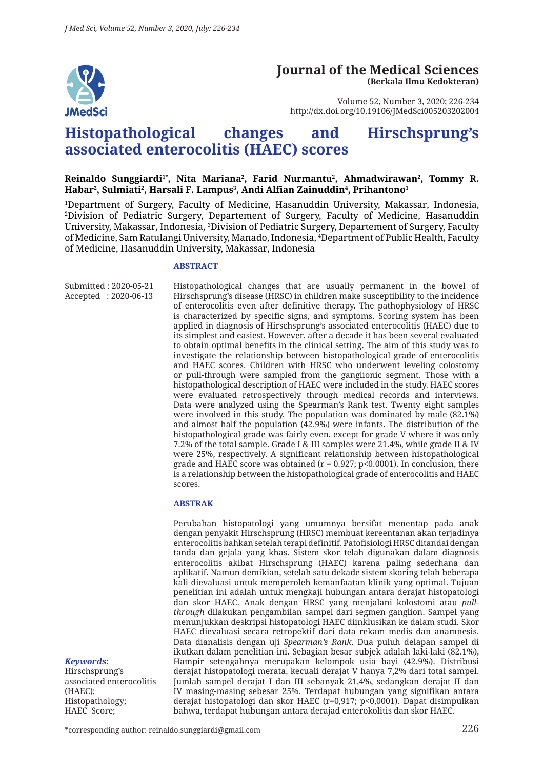# Journal of the Medical Sciences
**(Berkala Ilmu Kedokteran)**

Volume 52, Number 3, 2020; 226-234
http://dx.doi.org/10.19106/JMedSci005203202004

# Histopathological changes and Hirschsprung's associated enterocolitis (HAEC) scores

**Reinaldo Sunggiardi[1*], Nita Mariana[2], Farid Nurmantu[2], Ahmadwirawan[2], Tommy R. Habar[2], Sulmiati[2], Harsali F. Lampus[3], Andi Alfian Zainuddin[4], Prihantono[1]**

[1]Department of Surgery, Faculty of Medicine, Hasanuddin University, Makassar, Indonesia, [2]Division of Pediatric Surgery, Departement of Surgery, Faculty of Medicine, Hasanuddin University, Makassar, Indonesia, [3]Division of Pediatric Surgery, Departement of Surgery, Faculty of Medicine, Sam Ratulangi University, Manado, Indonesia, [4]Department of Public Health, Faculty of Medicine, Hasanuddin University, Makassar, Indonesia

Submitted : 2020-05-21
Accepted : 2020-06-13

## ABSTRACT

Histopathological changes that are usually permanent in the bowel of Hirschsprung's disease (HRSC) in children make susceptibility to the incidence of enterocolitis even after definitive therapy. The pathophysiology of HRSC is characterized by specific signs, and symptoms. Scoring system has been applied in diagnosis of Hirschsprung's associated enterocolitis (HAEC) due to its simplest and easiest. However, after a decade it has been several evaluated to obtain optimal benefits in the clinical setting. The aim of this study was to investigate the relationship between histopathological grade of enterocolitis and HAEC scores. Children with HRSC who underwent leveling colostomy or pull-through were sampled from the ganglionic segment. Those with a histopathological description of HAEC were included in the study. HAEC scores were evaluated retrospectively through medical records and interviews. Data were analyzed using the Spearman's Rank test. Twenty eight samples were involved in this study. The population was dominated by male (82.1%) and almost half the population (42.9%) were infants. The distribution of the histopathological grade was fairly even, except for grade V where it was only 7.2% of the total sample. Grade I & III samples were 21.4%, while grade II & IV were 25%, respectively. A significant relationship between histopathological grade and HAEC score was obtained ($r = 0.927$; $p<0.0001$). In conclusion, there is a relationship between the histopathological grade of enterocolitis and HAEC scores.

## ABSTRAK

Perubahan histopatologi yang umumnya bersifat menentap pada anak dengan penyakit Hirschsprung (HRSC) membuat kereentanan akan terjadinya enterocolitis bahkan setelah terapi definitif. Patofisiologi HRSC ditandai dengan tanda dan gejala yang khas. Sistem skor telah digunakan dalam diagnosis enterocolitis akibat Hirschsprung (HAEC) karena paling sederhana dan aplikatif. Namun demikian, setelah satu dekade sistem skoring telah beberapa kali dievaluasi untuk memperoleh kemanfaatan klinik yang optimal. Tujuan penelitian ini adalah untuk mengkaji hubungan antara derajat histopatologi dan skor HAEC. Anak dengan HRSC yang menjalani kolostomi atau *pull-through* dilakukan pengambilan sampel dari segmen ganglion. Sampel yang menunjukkan deskripsi histopatologi HAEC diinklusikan ke dalam studi. Skor HAEC dievaluasi secara retropektif dari data rekam medis dan anamnesis. Data dianalisis dengan uji *Spearman's Rank*. Dua puluh delapan sampel di ikutkan dalam penelitian ini. Sebagian besar subjek adalah laki-laki (82.1%), Hampir setengahnya merupakan kelompok usia bayi (42.9%). Distribusi derajat histopatologi merata, kecuali derajat V hanya 7,2% dari total sampel. Jumlah sampel derajat I dan III sebanyak 21,4%, sedangkan derajat II dan IV masing-masing sebesar 25%. Terdapat hubungan yang signifikan antara derajat histopatologi dan skor HAEC ($r=0,917$; $p<0,0001$). Dapat disimpulkan bahwa, terdapat hubungan antara derajad enterokolitis dan skor HAEC.

***Keywords***:
Hirschsprung's associated enterocolitis (HAEC);
Histopathology;
HAEC Score;

*corresponding author: reinaldo.sunggiardi@gmail.com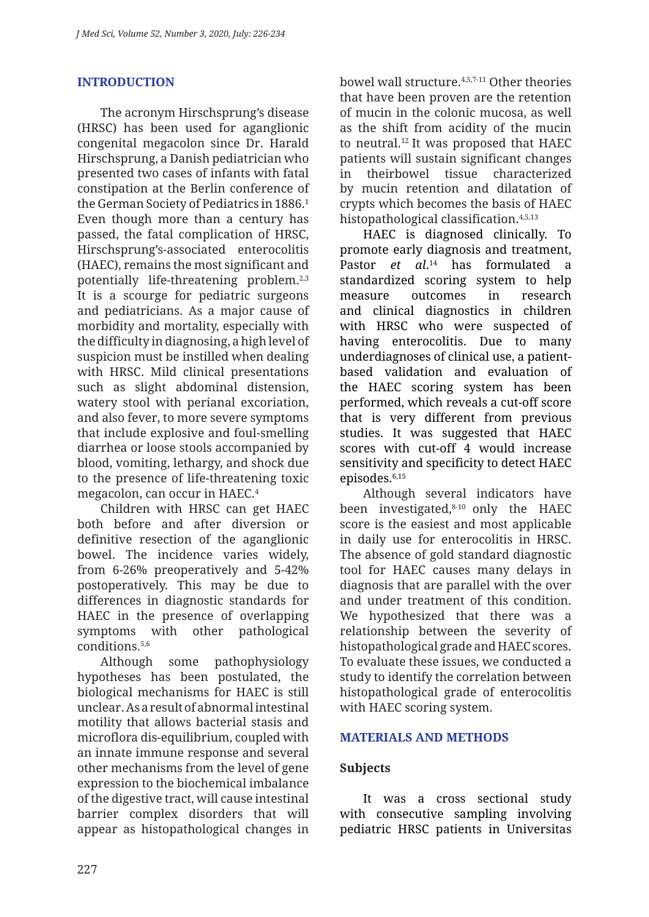## INTRODUCTION

The acronym Hirschsprung's disease (HRSC) has been used for aganglionic congenital megacolon since Dr. Harald Hirschsprung, a Danish pediatrician who presented two cases of infants with fatal constipation at the Berlin conference of the German Society of Pediatrics in 1886.[1] Even though more than a century has passed, the fatal complication of HRSC, Hirschsprung's-associated enterocolitis (HAEC), remains the most significant and potentially life-threatening problem.[2,3] It is a scourge for pediatric surgeons and pediatricians. As a major cause of morbidity and mortality, especially with the difficulty in diagnosing, a high level of suspicion must be instilled when dealing with HRSC. Mild clinical presentations such as slight abdominal distension, watery stool with perianal excoriation, and also fever, to more severe symptoms that include explosive and foul-smelling diarrhea or loose stools accompanied by blood, vomiting, lethargy, and shock due to the presence of life-threatening toxic megacolon, can occur in HAEC.[4]

Children with HRSC can get HAEC both before and after diversion or definitive resection of the aganglionic bowel. The incidence varies widely, from 6-26% preoperatively and 5-42% postoperatively. This may be due to differences in diagnostic standards for HAEC in the presence of overlapping symptoms with other pathological conditions.[5,6]

Although some pathophysiology hypotheses has been postulated, the biological mechanisms for HAEC is still unclear. As a result of abnormal intestinal motility that allows bacterial stasis and microflora dis-equilibrium, coupled with an innate immune response and several other mechanisms from the level of gene expression to the biochemical imbalance of the digestive tract, will cause intestinal barrier complex disorders that will appear as histopathological changes in bowel wall structure.[4,5,7-11] Other theories that have been proven are the retention of mucin in the colonic mucosa, as well as the shift from acidity of the mucin to neutral.[12] It was proposed that HAEC patients will sustain significant changes in theirbowel tissue characterized by mucin retention and dilatation of crypts which becomes the basis of HAEC histopathological classification.[4,5,13]

HAEC is diagnosed clinically. To promote early diagnosis and treatment, Pastor *et al.*[14] has formulated a standardized scoring system to help measure outcomes in research and clinical diagnostics in children with HRSC who were suspected of having enterocolitis. Due to many underdiagnoses of clinical use, a patient-based validation and evaluation of the HAEC scoring system has been performed, which reveals a cut-off score that is very different from previous studies. It was suggested that HAEC scores with cut-off 4 would increase sensitivity and specificity to detect HAEC episodes.[6,15]

Although several indicators have been investigated,[8-10] only the HAEC score is the easiest and most applicable in daily use for enterocolitis in HRSC. The absence of gold standard diagnostic tool for HAEC causes many delays in diagnosis that are parallel with the over and under treatment of this condition. We hypothesized that there was a relationship between the severity of histopathological grade and HAEC scores. To evaluate these issues, we conducted a study to identify the correlation between histopathological grade of enterocolitis with HAEC scoring system.

## MATERIALS AND METHODS

### Subjects

It was a cross sectional study with consecutive sampling involving pediatric HRSC patients in Universitas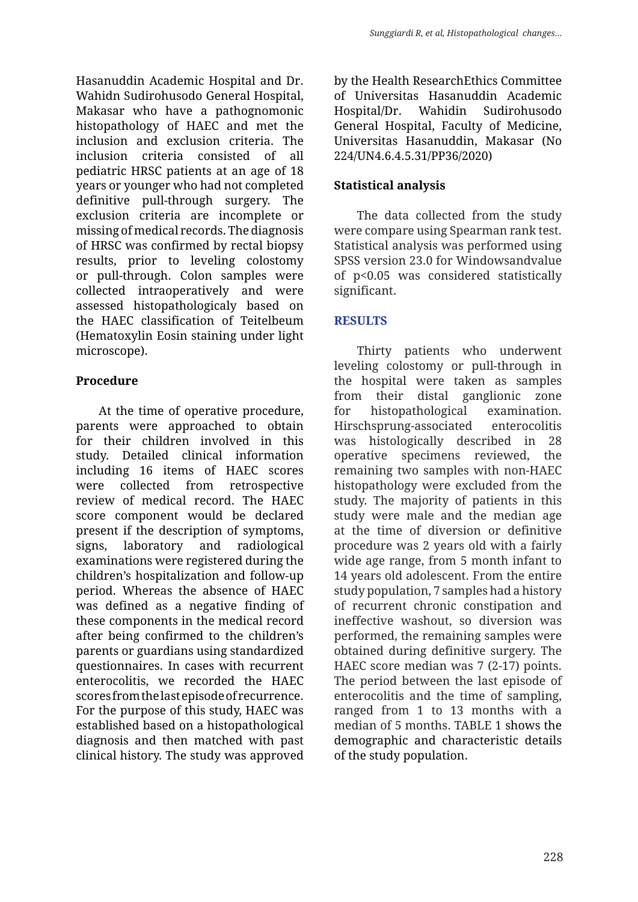Hasanuddin Academic Hospital and Dr. Wahidn Sudirohusodo General Hospital, Makasar who have a pathognomonic histopathology of HAEC and met the inclusion and exclusion criteria. The inclusion criteria consisted of all pediatric HRSC patients at an age of 18 years or younger who had not completed definitive pull-through surgery. The exclusion criteria are incomplete or missing of medical records. The diagnosis of HRSC was confirmed by rectal biopsy results, prior to leveling colostomy or pull-through. Colon samples were collected intraoperatively and were assessed histopathologicaly based on the HAEC classification of Teitelbeum (Hematoxylin Eosin staining under light microscope).

### Procedure

At the time of operative procedure, parents were approached to obtain for their children involved in this study. Detailed clinical information including 16 items of HAEC scores were collected from retrospective review of medical record. The HAEC score component would be declared present if the description of symptoms, signs, laboratory and radiological examinations were registered during the children's hospitalization and follow-up period. Whereas the absence of HAEC was defined as a negative finding of these components in the medical record after being confirmed to the children's parents or guardians using standardized questionnaires. In cases with recurrent enterocolitis, we recorded the HAEC scores from the last episode of recurrence. For the purpose of this study, HAEC was established based on a histopathological diagnosis and then matched with past clinical history. The study was approved by the Health ResearchEthics Committee of Universitas Hasanuddin Academic Hospital/Dr. Wahidin Sudirohusodo General Hospital, Faculty of Medicine, Universitas Hasanuddin, Makasar (No 224/UN4.6.4.5.31/PP36/2020)

### Statistical analysis

The data collected from the study were compare using Spearman rank test. Statistical analysis was performed using SPSS version 23.0 for Windowsandvalue of $p<0.05$ was considered statistically significant.

## RESULTS

Thirty patients who underwent leveling colostomy or pull-through in the hospital were taken as samples from their distal ganglionic zone for histopathological examination. Hirschsprung-associated enterocolitis was histologically described in 28 operative specimens reviewed, the remaining two samples with non-HAEC histopathology were excluded from the study. The majority of patients in this study were male and the median age at the time of diversion or definitive procedure was 2 years old with a fairly wide age range, from 5 month infant to 14 years old adolescent. From the entire study population, 7 samples had a history of recurrent chronic constipation and ineffective washout, so diversion was performed, the remaining samples were obtained during definitive surgery. The HAEC score median was 7 (2-17) points. The period between the last episode of enterocolitis and the time of sampling, ranged from 1 to 13 months with a median of 5 months. TABLE 1 shows the demographic and characteristic details of the study population.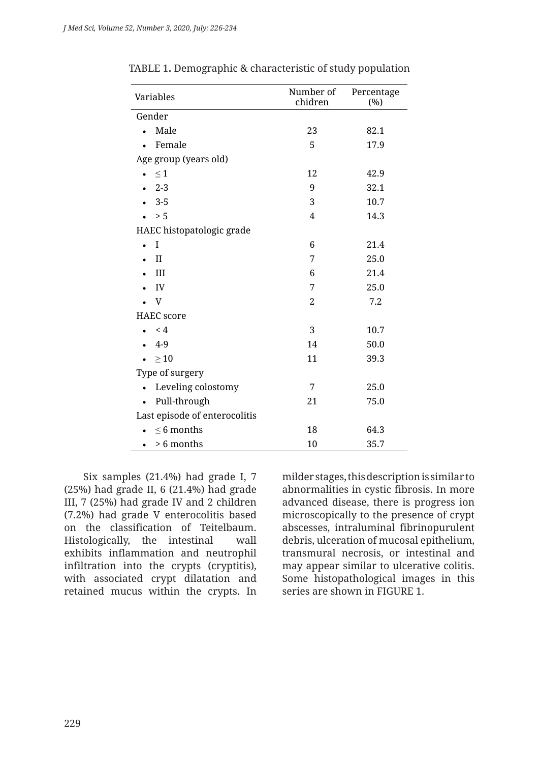TABLE 1. Demographic & characteristic of study population

| Variables | Number of chidren | Percentage (%) |
|---|---|---|
| Gender | | |
| • Male | 23 | 82.1 |
| • Female | 5 | 17.9 |
| Age group (years old) | | |
| • ≤ 1 | 12 | 42.9 |
| • 2-3 | 9 | 32.1 |
| • 3-5 | 3 | 10.7 |
| • > 5 | 4 | 14.3 |
| HAEC histopatologic grade | | |
| • I | 6 | 21.4 |
| • II | 7 | 25.0 |
| • III | 6 | 21.4 |
| • IV | 7 | 25.0 |
| • V | 2 | 7.2 |
| HAEC score | | |
| • < 4 | 3 | 10.7 |
| • 4-9 | 14 | 50.0 |
| • ≥ 10 | 11 | 39.3 |
| Type of surgery | | |
| • Leveling colostomy | 7 | 25.0 |
| • Pull-through | 21 | 75.0 |
| Last episode of enterocolitis | | |
| • ≤ 6 months | 18 | 64.3 |
| • > 6 months | 10 | 35.7 |

Six samples (21.4%) had grade I, 7 (25%) had grade II, 6 (21.4%) had grade III, 7 (25%) had grade IV and 2 children (7.2%) had grade V enterocolitis based on the classification of Teitelbaum. Histologically, the intestinal wall exhibits inflammation and neutrophil infiltration into the crypts (cryptitis), with associated crypt dilatation and retained mucus within the crypts. In milder stages, this description is similar to abnormalities in cystic fibrosis. In more advanced disease, there is progress ion microscopically to the presence of crypt abscesses, intraluminal fibrinopurulent debris, ulceration of mucosal epithelium, transmural necrosis, or intestinal and may appear similar to ulcerative colitis. Some histopathological images in this series are shown in FIGURE 1.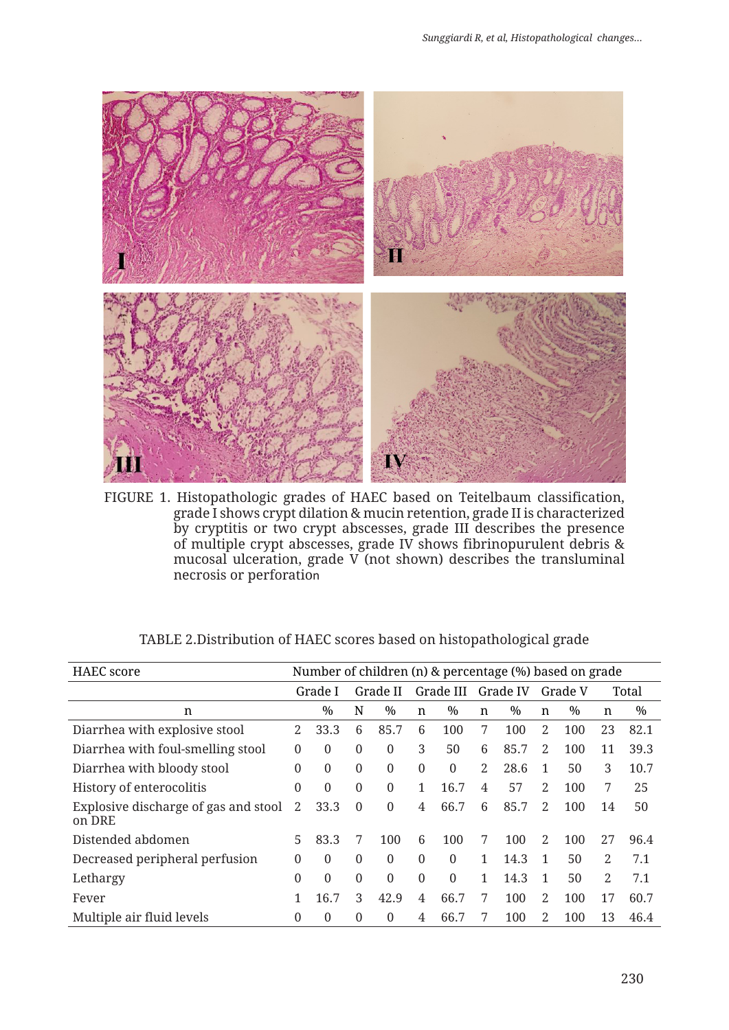FIGURE 1. Histopathologic grades of HAEC based on Teitelbaum classification, grade I shows crypt dilation & mucin retention, grade II is characterized by cryptitis or two crypt abscesses, grade III describes the presence of multiple crypt abscesses, grade IV shows fibrinopurulent debris & mucosal ulceration, grade V (not shown) describes the transluminal necrosis or perforation

TABLE 2.Distribution of HAEC scores based on histopathological grade

| HAEC score | Number of children (n) & percentage (%) based on grade | | | | | | | | | | | |
|---|---|---|---|---|---|---|---|---|---|---|---|---|
| | Grade I | | Grade II | | Grade III | | Grade IV | | Grade V | | Total | |
| n | | % | N | % | n | % | n | % | n | % | n | % |
| Diarrhea with explosive stool | 2 | 33.3 | 6 | 85.7 | 6 | 100 | 7 | 100 | 2 | 100 | 23 | 82.1 |
| Diarrhea with foul-smelling stool | 0 | 0 | 0 | 0 | 3 | 50 | 6 | 85.7 | 2 | 100 | 11 | 39.3 |
| Diarrhea with bloody stool | 0 | 0 | 0 | 0 | 0 | 0 | 2 | 28.6 | 1 | 50 | 3 | 10.7 |
| History of enterocolitis | 0 | 0 | 0 | 0 | 1 | 16.7 | 4 | 57 | 2 | 100 | 7 | 25 |
| Explosive discharge of gas and stool on DRE | 2 | 33.3 | 0 | 0 | 4 | 66.7 | 6 | 85.7 | 2 | 100 | 14 | 50 |
| Distended abdomen | 5 | 83.3 | 7 | 100 | 6 | 100 | 7 | 100 | 2 | 100 | 27 | 96.4 |
| Decreased peripheral perfusion | 0 | 0 | 0 | 0 | 0 | 0 | 1 | 14.3 | 1 | 50 | 2 | 7.1 |
| Lethargy | 0 | 0 | 0 | 0 | 0 | 0 | 1 | 14.3 | 1 | 50 | 2 | 7.1 |
| Fever | 1 | 16.7 | 3 | 42.9 | 4 | 66.7 | 7 | 100 | 2 | 100 | 17 | 60.7 |
| Multiple air fluid levels | 0 | 0 | 0 | 0 | 4 | 66.7 | 7 | 100 | 2 | 100 | 13 | 46.4 |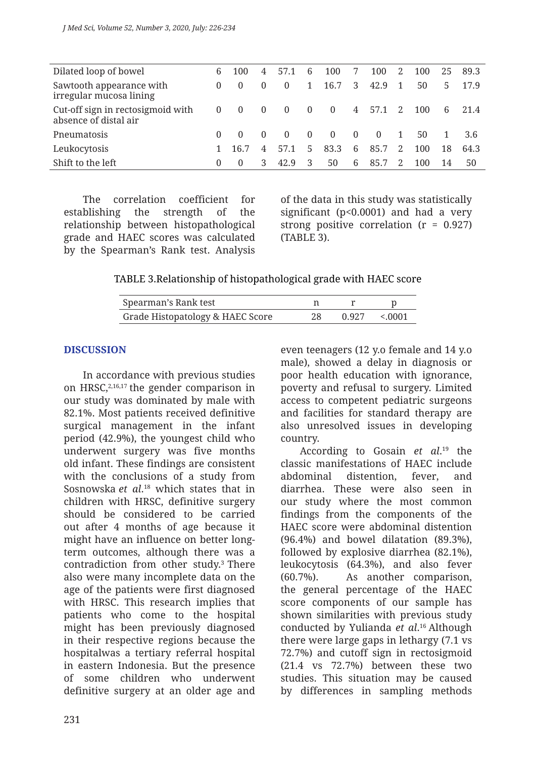| | | | | | | | | | | | | |
|---|---|---|---|---|---|---|---|---|---|---|---|---|
| Dilated loop of bowel | 6 | 100 | 4 | 57.1 | 6 | 100 | 7 | 100 | 2 | 100 | 25 | 89.3 |
| Sawtooth appearance with irregular mucosa lining | 0 | 0 | 0 | 0 | 1 | 16.7 | 3 | 42.9 | 1 | 50 | 5 | 17.9 |
| Cut-off sign in rectosigmoid with absence of distal air | 0 | 0 | 0 | 0 | 0 | 0 | 4 | 57.1 | 2 | 100 | 6 | 21.4 |
| Pneumatosis | 0 | 0 | 0 | 0 | 0 | 0 | 0 | 0 | 1 | 50 | 1 | 3.6 |
| Leukocytosis | 1 | 16.7 | 4 | 57.1 | 5 | 83.3 | 6 | 85.7 | 2 | 100 | 18 | 64.3 |
| Shift to the left | 0 | 0 | 3 | 42.9 | 3 | 50 | 6 | 85.7 | 2 | 100 | 14 | 50 |

The correlation coefficient for establishing the strength of the relationship between histopathological grade and HAEC scores was calculated by the Spearman's Rank test. Analysis of the data in this study was statistically significant (p<0.0001) and had a very strong positive correlation (r = 0.927) (TABLE 3).

TABLE 3.Relationship of histopathological grade with HAEC score

| Spearman's Rank test | n | r | p |
|---|---|---|---|
| Grade Histopatology & HAEC Score | 28 | 0.927 | <.0001 |

## DISCUSSION

In accordance with previous studies on HRSC,[2,16,17] the gender comparison in our study was dominated by male with 82.1%. Most patients received definitive surgical management in the infant period (42.9%), the youngest child who underwent surgery was five months old infant. These findings are consistent with the conclusions of a study from Sosnowska *et al.*[18] which states that in children with HRSC, definitive surgery should be considered to be carried out after 4 months of age because it might have an influence on better long-term outcomes, although there was a contradiction from other study.[3] There also were many incomplete data on the age of the patients were first diagnosed with HRSC. This research implies that patients who come to the hospital might has been previously diagnosed in their respective regions because the hospitalwas a tertiary referral hospital in eastern Indonesia. But the presence of some children who underwent definitive surgery at an older age and even teenagers (12 y.o female and 14 y.o male), showed a delay in diagnosis or poor health education with ignorance, poverty and refusal to surgery. Limited access to competent pediatric surgeons and facilities for standard therapy are also unresolved issues in developing country.

According to Gosain *et al.*[19] the classic manifestations of HAEC include abdominal distention, fever, and diarrhea. These were also seen in our study where the most common findings from the components of the HAEC score were abdominal distention (96.4%) and bowel dilatation (89.3%), followed by explosive diarrhea (82.1%), leukocytosis (64.3%), and also fever (60.7%). As another comparison, the general percentage of the HAEC score components of our sample has shown similarities with previous study conducted by Yulianda *et al.*[16] Although there were large gaps in lethargy (7.1 vs 72.7%) and cutoff sign in rectosigmoid (21.4 vs 72.7%) between these two studies. This situation may be caused by differences in sampling methods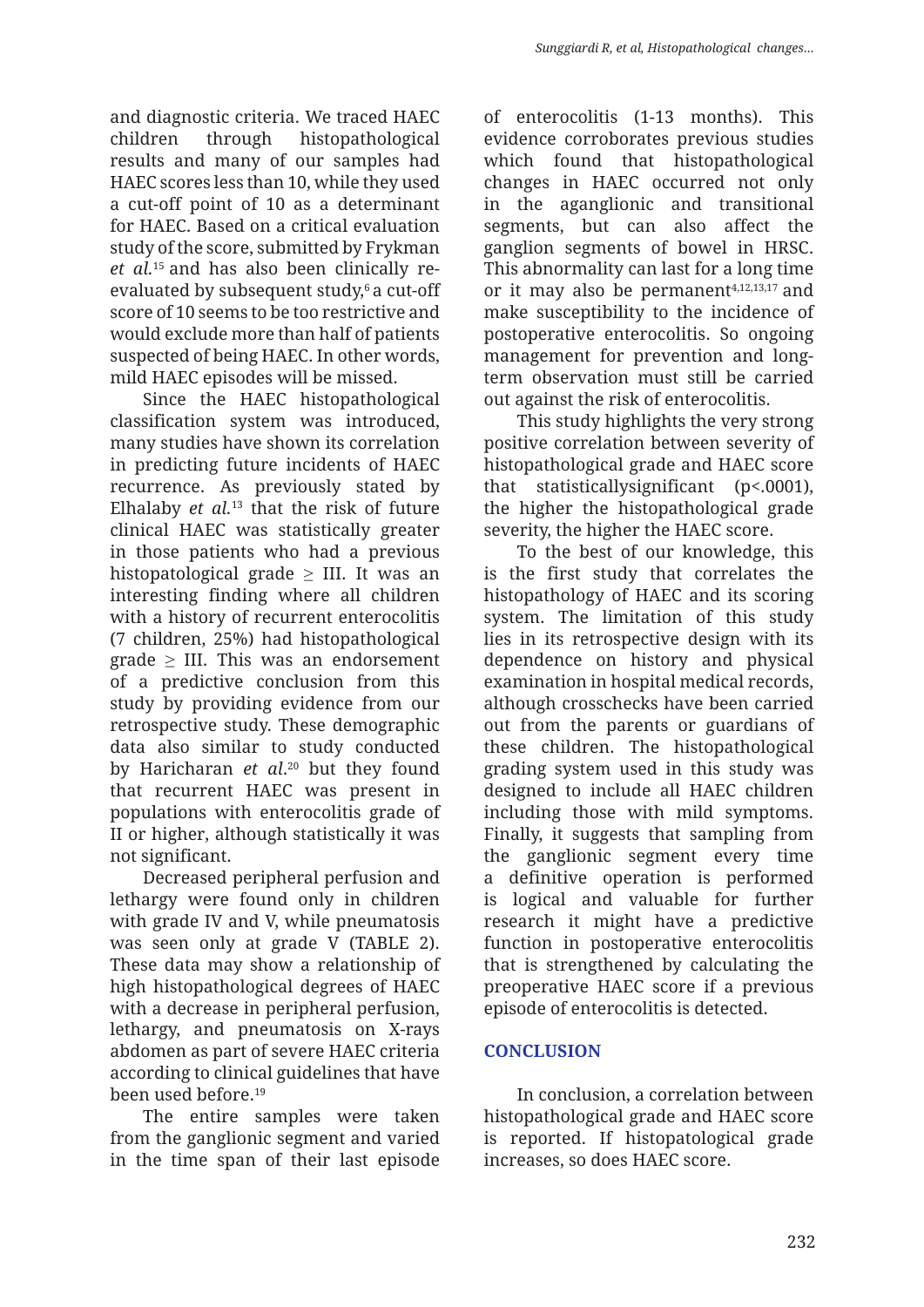and diagnostic criteria. We traced HAEC children through histopathological results and many of our samples had HAEC scores less than 10, while they used a cut-off point of 10 as a determinant for HAEC. Based on a critical evaluation study of the score, submitted by Frykman *et al.*[15] and has also been clinically re-evaluated by subsequent study,[6] a cut-off score of 10 seems to be too restrictive and would exclude more than half of patients suspected of being HAEC. In other words, mild HAEC episodes will be missed.

Since the HAEC histopathological classification system was introduced, many studies have shown its correlation in predicting future incidents of HAEC recurrence. As previously stated by Elhalaby *et al.*[13] that the risk of future clinical HAEC was statistically greater in those patients who had a previous histopatological grade ≥ III. It was an interesting finding where all children with a history of recurrent enterocolitis (7 children, 25%) had histopathological grade ≥ III. This was an endorsement of a predictive conclusion from this study by providing evidence from our retrospective study. These demographic data also similar to study conducted by Haricharan *et al.*[20] but they found that recurrent HAEC was present in populations with enterocolitis grade of II or higher, although statistically it was not significant.

Decreased peripheral perfusion and lethargy were found only in children with grade IV and V, while pneumatosis was seen only at grade V (TABLE 2). These data may show a relationship of high histopathological degrees of HAEC with a decrease in peripheral perfusion, lethargy, and pneumatosis on X-rays abdomen as part of severe HAEC criteria according to clinical guidelines that have been used before.[19]

The entire samples were taken from the ganglionic segment and varied in the time span of their last episode of enterocolitis (1-13 months). This evidence corroborates previous studies which found that histopathological changes in HAEC occurred not only in the aganglionic and transitional segments, but can also affect the ganglion segments of bowel in HRSC. This abnormality can last for a long time or it may also be permanent[4,12,13,17] and make susceptibility to the incidence of postoperative enterocolitis. So ongoing management for prevention and long-term observation must still be carried out against the risk of enterocolitis.

This study highlights the very strong positive correlation between severity of histopathological grade and HAEC score that statisticallysignificant (p<.0001), the higher the histopathological grade severity, the higher the HAEC score.

To the best of our knowledge, this is the first study that correlates the histopathology of HAEC and its scoring system. The limitation of this study lies in its retrospective design with its dependence on history and physical examination in hospital medical records, although crosschecks have been carried out from the parents or guardians of these children. The histopathological grading system used in this study was designed to include all HAEC children including those with mild symptoms. Finally, it suggests that sampling from the ganglionic segment every time a definitive operation is performed is logical and valuable for further research it might have a predictive function in postoperative enterocolitis that is strengthened by calculating the preoperative HAEC score if a previous episode of enterocolitis is detected.

## CONCLUSION

In conclusion, a correlation between histopathological grade and HAEC score is reported. If histopatological grade increases, so does HAEC score.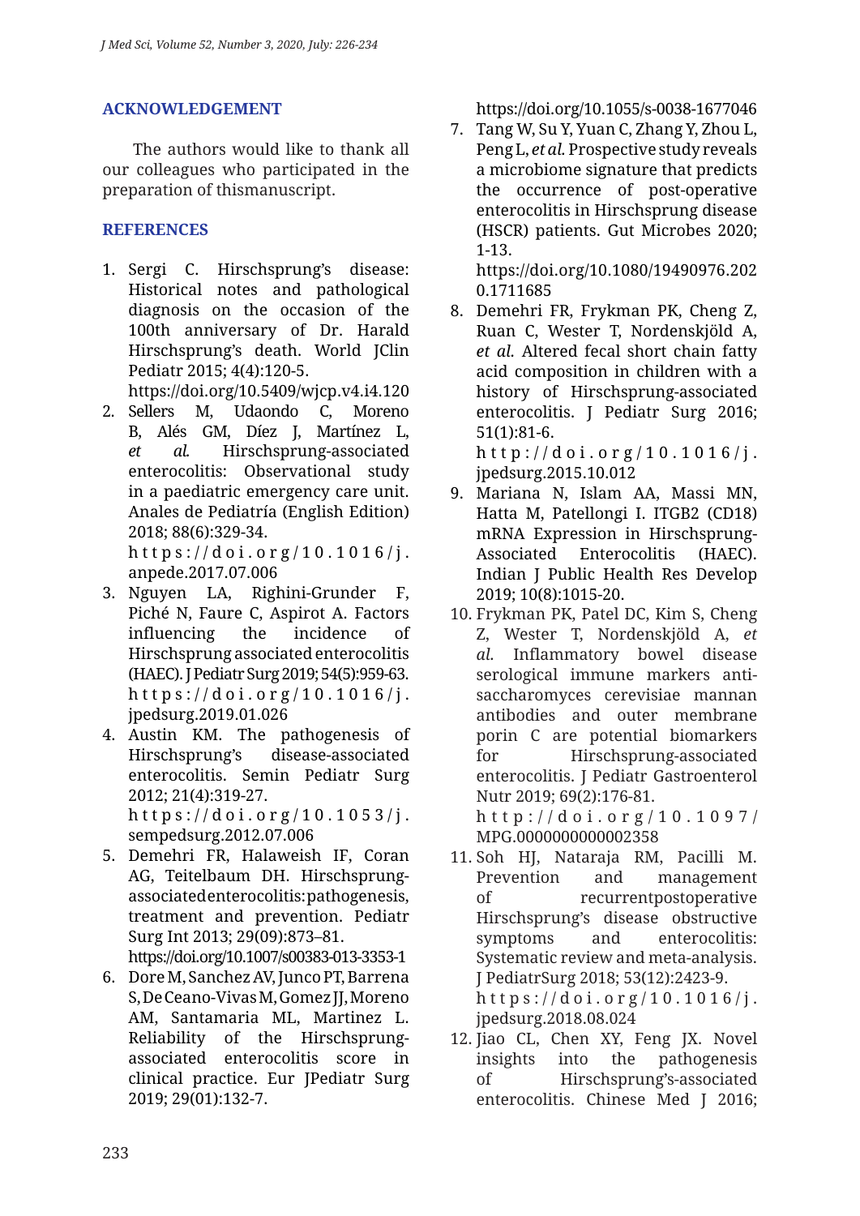## ACKNOWLEDGEMENT

The authors would like to thank all our colleagues who participated in the preparation of thismanuscript.

## REFERENCES

1. Sergi C. Hirschsprung's disease: Historical notes and pathological diagnosis on the occasion of the 100th anniversary of Dr. Harald Hirschsprung's death. World JClin Pediatr 2015; 4(4):120-5. https://doi.org/10.5409/wjcp.v4.i4.120
2. Sellers M, Udaondo C, Moreno B, Alés GM, Díez J, Martínez L, *et al.* Hirschsprung-associated enterocolitis: Observational study in a paediatric emergency care unit. Anales de Pediatría (English Edition) 2018; 88(6):329-34. https://doi.org/10.1016/j.anpede.2017.07.006
3. Nguyen LA, Righini-Grunder F, Piché N, Faure C, Aspirot A. Factors influencing the incidence of Hirschsprung associated enterocolitis (HAEC). J Pediatr Surg 2019; 54(5):959-63. https://doi.org/10.1016/j.jpedsurg.2019.01.026
4. Austin KM. The pathogenesis of Hirschsprung's disease-associated enterocolitis. Semin Pediatr Surg 2012; 21(4):319-27. https://doi.org/10.1053/j.sempedsurg.2012.07.006
5. Demehri FR, Halaweish IF, Coran AG, Teitelbaum DH. Hirschsprung-associatedenterocolitis:pathogenesis, treatment and prevention. Pediatr Surg Int 2013; 29(09):873–81. https://doi.org/10.1007/s00383-013-3353-1
6. Dore M, Sanchez AV, Junco PT, Barrena S, De Ceano-Vivas M, Gomez JJ, Moreno AM, Santamaria ML, Martinez L. Reliability of the Hirschsprung-associated enterocolitis score in clinical practice. Eur JPediatr Surg 2019; 29(01):132-7. https://doi.org/10.1055/s-0038-1677046
7. Tang W, Su Y, Yuan C, Zhang Y, Zhou L, Peng L, *et al.* Prospective study reveals a microbiome signature that predicts the occurrence of post-operative enterocolitis in Hirschsprung disease (HSCR) patients. Gut Microbes 2020; 1-13. https://doi.org/10.1080/19490976.2020.1711685
8. Demehri FR, Frykman PK, Cheng Z, Ruan C, Wester T, Nordenskjöld A, *et al.* Altered fecal short chain fatty acid composition in children with a history of Hirschsprung-associated enterocolitis. J Pediatr Surg 2016; 51(1):81-6. http://doi.org/10.1016/j.jpedsurg.2015.10.012
9. Mariana N, Islam AA, Massi MN, Hatta M, Patellongi I. ITGB2 (CD18) mRNA Expression in Hirschsprung-Associated Enterocolitis (HAEC). Indian J Public Health Res Develop 2019; 10(8):1015-20.
10. Frykman PK, Patel DC, Kim S, Cheng Z, Wester T, Nordenskjöld A, *et al.* Inflammatory bowel disease serological immune markers anti-saccharomyces cerevisiae mannan antibodies and outer membrane porin C are potential biomarkers for Hirschsprung-associated enterocolitis. J Pediatr Gastroenterol Nutr 2019; 69(2):176-81. http://doi.org/10.1097/MPG.0000000000002358
11. Soh HJ, Nataraja RM, Pacilli M. Prevention and management of recurrentpostoperative Hirschsprung's disease obstructive symptoms and enterocolitis: Systematic review and meta-analysis. J PediatrSurg 2018; 53(12):2423-9. https://doi.org/10.1016/j.jpedsurg.2018.08.024
12. Jiao CL, Chen XY, Feng JX. Novel insights into the pathogenesis of Hirschsprung's-associated enterocolitis. Chinese Med J 2016;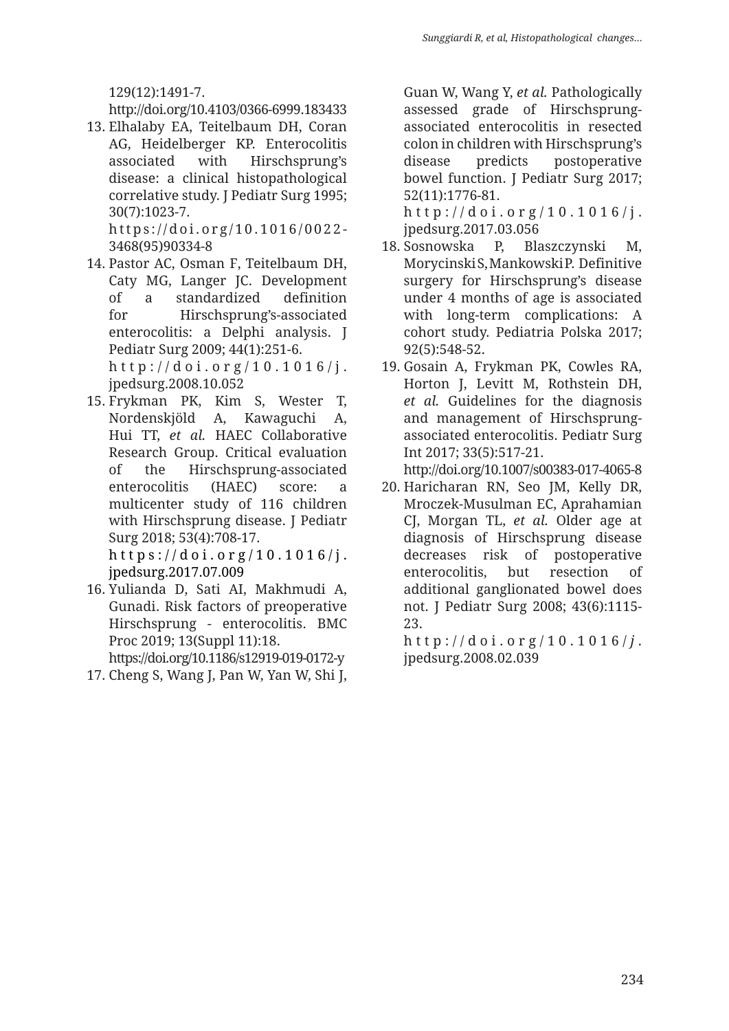129(12):1491-7. http://doi.org/10.4103/0366-6999.183433

13. Elhalaby EA, Teitelbaum DH, Coran AG, Heidelberger KP. Enterocolitis associated with Hirschsprung's disease: a clinical histopathological correlative study. J Pediatr Surg 1995; 30(7):1023-7. https://doi.org/10.1016/0022-3468(95)90334-8
14. Pastor AC, Osman F, Teitelbaum DH, Caty MG, Langer JC. Development of a standardized definition for Hirschsprung's-associated enterocolitis: a Delphi analysis. J Pediatr Surg 2009; 44(1):251-6. http://doi.org/10.1016/j.jpedsurg.2008.10.052
15. Frykman PK, Kim S, Wester T, Nordenskjöld A, Kawaguchi A, Hui TT, *et al.* HAEC Collaborative Research Group. Critical evaluation of the Hirschsprung-associated enterocolitis (HAEC) score: a multicenter study of 116 children with Hirschsprung disease. J Pediatr Surg 2018; 53(4):708-17. https://doi.org/10.1016/j.jpedsurg.2017.07.009
16. Yulianda D, Sati AI, Makhmudi A, Gunadi. Risk factors of preoperative Hirschsprung - enterocolitis. BMC Proc 2019; 13(Suppl 11):18. https://doi.org/10.1186/s12919-019-0172-y
17. Cheng S, Wang J, Pan W, Yan W, Shi J, Guan W, Wang Y, *et al.* Pathologically assessed grade of Hirschsprung-associated enterocolitis in resected colon in children with Hirschsprung's disease predicts postoperative bowel function. J Pediatr Surg 2017; 52(11):1776-81. http://doi.org/10.1016/j.jpedsurg.2017.03.056
18. Sosnowska P, Blaszczynski M, Morycinski S, Mankowski P. Definitive surgery for Hirschsprung's disease under 4 months of age is associated with long-term complications: A cohort study. Pediatria Polska 2017; 92(5):548-52.
19. Gosain A, Frykman PK, Cowles RA, Horton J, Levitt M, Rothstein DH, *et al.* Guidelines for the diagnosis and management of Hirschsprung-associated enterocolitis. Pediatr Surg Int 2017; 33(5):517-21. http://doi.org/10.1007/s00383-017-4065-8
20. Haricharan RN, Seo JM, Kelly DR, Mroczek-Musulman EC, Aprahamian CJ, Morgan TL, *et al.* Older age at diagnosis of Hirschsprung disease decreases risk of postoperative enterocolitis, but resection of additional ganglionated bowel does not. J Pediatr Surg 2008; 43(6):1115-23. http://doi.org/10.1016/j.jpedsurg.2008.02.039